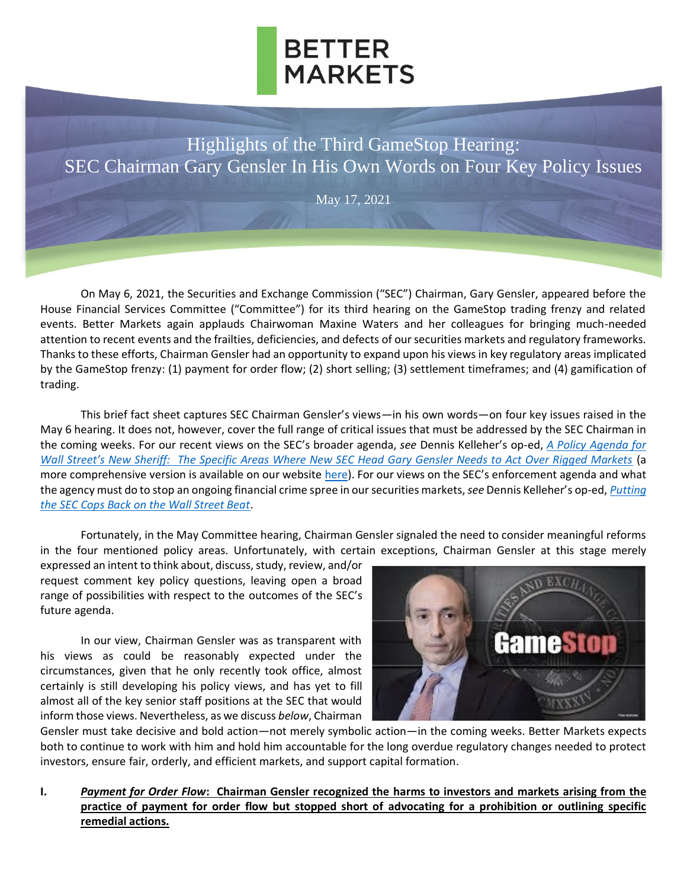# Highlights of the Third GameStop Hearing: SEC Chairman Gary Gensler In His Own Words on Four Key Policy Issues

May 17, 2021

On May 6, 2021, the Securities and Exchange Commission ("SEC") Chairman, Gary Gensler, appeared before the House Financial Services Committee ("Committee") for its third hearing on the GameStop trading frenzy and related events. Better Markets again applauds Chairwoman Maxine Waters and her colleagues for bringing much-needed attention to recent events and the frailties, deficiencies, and defects of our securities markets and regulatory frameworks. Thanks to these efforts, Chairman Gensler had an opportunity to expand upon his views in key regulatory areas implicated by the GameStop frenzy: (1) payment for order flow; (2) short selling; (3) settlement timeframes; and (4) gamification of trading.

This brief fact sheet captures SEC Chairman Gensler's views—in his own words—on four key issues raised in the May 6 hearing. It does not, however, cover the full range of critical issues that must be addressed by the SEC Chairman in the coming weeks. For our recent views on the SEC's broader agenda, *see* Dennis Kelleher's op-ed, *A Policy Agenda for Wall Street's New Sheriff: The Specific Areas Where New SEC Head Gary Gensler Needs to Act Over Rigged Markets* (a more comprehensive version is available on our website here). For our views on the SEC's enforcement agenda and what the agency must do to stop an ongoing financial crime spree in our securities markets, *see* Dennis Kelleher's op-ed, *Putting the SEC Cops Back on the Wall Street Beat*.

Fortunately, in the May Committee hearing, Chairman Gensler signaled the need to consider meaningful reforms in the four mentioned policy areas. Unfortunately, with certain exceptions, Chairman Gensler at this stage merely expressed an intent to think about, discuss, study, review, and/or request comment key policy questions, leaving open a broad range of possibilities with respect to the outcomes of the SEC's future agenda.

In our view, Chairman Gensler was as transparent with his views as could be reasonably expected under the circumstances, given that he only recently took office, almost certainly is still developing his policy views, and has yet to fill almost all of the key senior staff positions at the SEC that would inform those views. Nevertheless, as we discuss *below*, Chairman Gensler must take decisive and bold action—not merely symbolic action—in the coming weeks. Better Markets expects both to continue to work with him and hold him accountable for the long overdue regulatory changes needed to protect investors, ensure fair, orderly, and efficient markets, and support capital formation.

## I. ***Payment for Order Flow*: Chairman Gensler recognized the harms to investors and markets arising from the practice of payment for order flow but stopped short of advocating for a prohibition or outlining specific remedial actions.**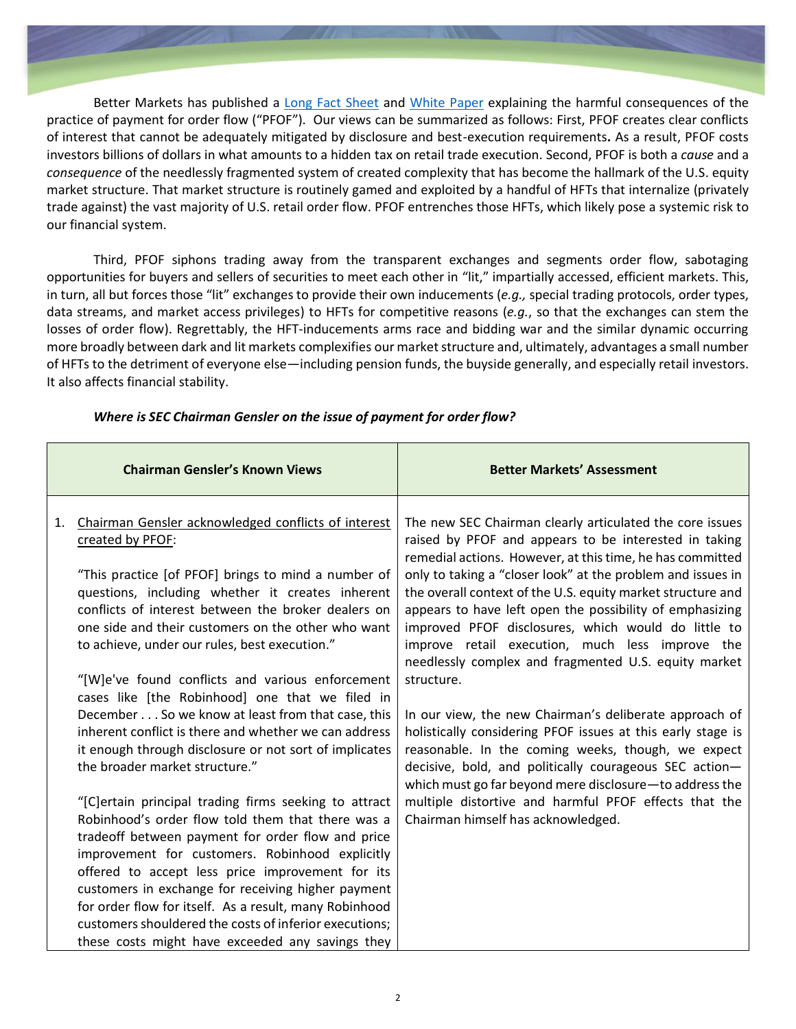Better Markets has published a Long Fact Sheet and White Paper explaining the harmful consequences of the practice of payment for order flow ("PFOF"). Our views can be summarized as follows: First, PFOF creates clear conflicts of interest that cannot be adequately mitigated by disclosure and best-execution requirements**.** As a result, PFOF costs investors billions of dollars in what amounts to a hidden tax on retail trade execution. Second, PFOF is both a *cause* and a *consequence* of the needlessly fragmented system of created complexity that has become the hallmark of the U.S. equity market structure. That market structure is routinely gamed and exploited by a handful of HFTs that internalize (privately trade against) the vast majority of U.S. retail order flow. PFOF entrenches those HFTs, which likely pose a systemic risk to our financial system.

Third, PFOF siphons trading away from the transparent exchanges and segments order flow, sabotaging opportunities for buyers and sellers of securities to meet each other in "lit," impartially accessed, efficient markets. This, in turn, all but forces those "lit" exchanges to provide their own inducements (*e.g.,* special trading protocols, order types, data streams, and market access privileges) to HFTs for competitive reasons (*e.g.*, so that the exchanges can stem the losses of order flow). Regrettably, the HFT-inducements arms race and bidding war and the similar dynamic occurring more broadly between dark and lit markets complexifies our market structure and, ultimately, advantages a small number of HFTs to the detriment of everyone else—including pension funds, the buyside generally, and especially retail investors. It also affects financial stability.

***Where is SEC Chairman Gensler on the issue of payment for order flow?***

| **Chairman Gensler's Known Views** | **Better Markets' Assessment** |
|---|---|
| 1. Chairman Gensler acknowledged conflicts of interest created by PFOF:<br><br>"This practice [of PFOF] brings to mind a number of questions, including whether it creates inherent conflicts of interest between the broker dealers on one side and their customers on the other who want to achieve, under our rules, best execution."<br><br>"[W]e've found conflicts and various enforcement cases like [the Robinhood] one that we filed in December . . . So we know at least from that case, this inherent conflict is there and whether we can address it enough through disclosure or not sort of implicates the broader market structure."<br><br>"[C]ertain principal trading firms seeking to attract Robinhood's order flow told them that there was a tradeoff between payment for order flow and price improvement for customers. Robinhood explicitly offered to accept less price improvement for its customers in exchange for receiving higher payment for order flow for itself. As a result, many Robinhood customers shouldered the costs of inferior executions; these costs might have exceeded any savings they | The new SEC Chairman clearly articulated the core issues raised by PFOF and appears to be interested in taking remedial actions. However, at this time, he has committed only to taking a "closer look" at the problem and issues in the overall context of the U.S. equity market structure and appears to have left open the possibility of emphasizing improved PFOF disclosures, which would do little to improve retail execution, much less improve the needlessly complex and fragmented U.S. equity market structure.<br><br>In our view, the new Chairman's deliberate approach of holistically considering PFOF issues at this early stage is reasonable. In the coming weeks, though, we expect decisive, bold, and politically courageous SEC action—which must go far beyond mere disclosure—to address the multiple distortive and harmful PFOF effects that the Chairman himself has acknowledged. |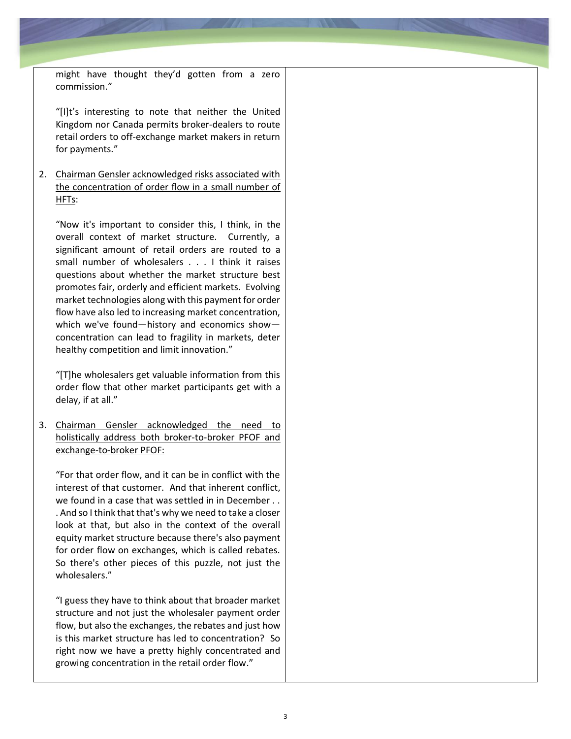| | |
|---|---|
| might have thought they'd gotten from a zero commission."<br><br>"[I]t's interesting to note that neither the United Kingdom nor Canada permits broker-dealers to route retail orders to off-exchange market makers in return for payments."<br><br>2. <u>Chairman Gensler acknowledged risks associated with the concentration of order flow in a small number of HFTs</u>:<br><br>"Now it's important to consider this, I think, in the overall context of market structure. Currently, a significant amount of retail orders are routed to a small number of wholesalers . . . I think it raises questions about whether the market structure best promotes fair, orderly and efficient markets. Evolving market technologies along with this payment for order flow have also led to increasing market concentration, which we've found—history and economics show—concentration can lead to fragility in markets, deter healthy competition and limit innovation."<br><br>"[T]he wholesalers get valuable information from this order flow that other market participants get with a delay, if at all."<br><br>3. <u>Chairman Gensler acknowledged the need to holistically address both broker-to-broker PFOF and exchange-to-broker PFOF:</u><br><br>"For that order flow, and it can be in conflict with the interest of that customer. And that inherent conflict, we found in a case that was settled in in December . . . And so I think that that's why we need to take a closer look at that, but also in the context of the overall equity market structure because there's also payment for order flow on exchanges, which is called rebates. So there's other pieces of this puzzle, not just the wholesalers."<br><br>"I guess they have to think about that broader market structure and not just the wholesaler payment order flow, but also the exchanges, the rebates and just how is this market structure has led to concentration? So right now we have a pretty highly concentrated and growing concentration in the retail order flow." | |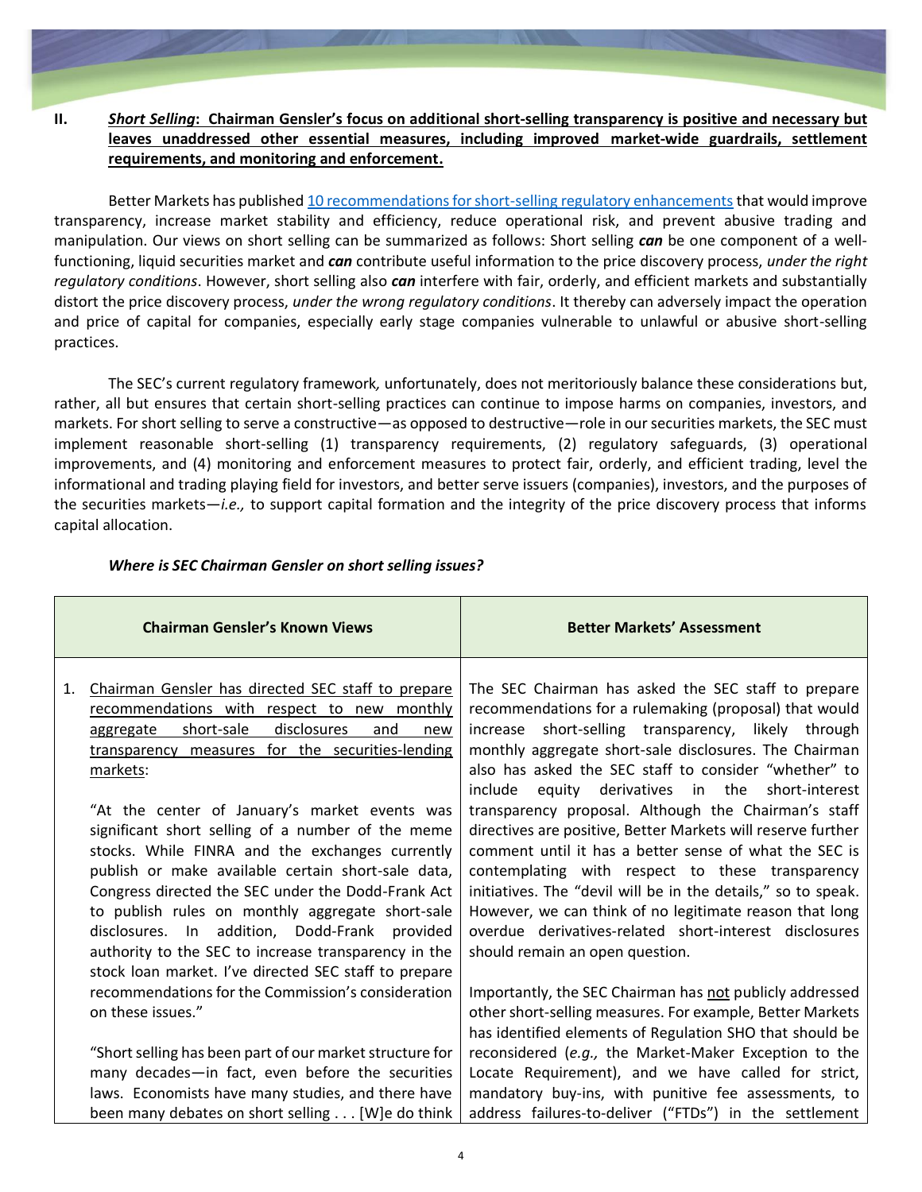## II. ***Short Selling*: Chairman Gensler's focus on additional short-selling transparency is positive and necessary but leaves unaddressed other essential measures, including improved market-wide guardrails, settlement requirements, and monitoring and enforcement.**

Better Markets has published [10 recommendations for short-selling regulatory enhancements] that would improve transparency, increase market stability and efficiency, reduce operational risk, and prevent abusive trading and manipulation. Our views on short selling can be summarized as follows: Short selling ***can*** be one component of a well-functioning, liquid securities market and ***can*** contribute useful information to the price discovery process, *under the right regulatory conditions*. However, short selling also ***can*** interfere with fair, orderly, and efficient markets and substantially distort the price discovery process, *under the wrong regulatory conditions*. It thereby can adversely impact the operation and price of capital for companies, especially early stage companies vulnerable to unlawful or abusive short-selling practices.

The SEC's current regulatory framework, unfortunately, does not meritoriously balance these considerations but, rather, all but ensures that certain short-selling practices can continue to impose harms on companies, investors, and markets. For short selling to serve a constructive—as opposed to destructive—role in our securities markets, the SEC must implement reasonable short-selling (1) transparency requirements, (2) regulatory safeguards, (3) operational improvements, and (4) monitoring and enforcement measures to protect fair, orderly, and efficient trading, level the informational and trading playing field for investors, and better serve issuers (companies), investors, and the purposes of the securities markets—*i.e.,* to support capital formation and the integrity of the price discovery process that informs capital allocation.

***Where is SEC Chairman Gensler on short selling issues?***

| Chairman Gensler's Known Views | Better Markets' Assessment |
|---|---|
| 1. Chairman Gensler has directed SEC staff to prepare recommendations with respect to new monthly aggregate short-sale disclosures and new transparency measures for the securities-lending markets:<br><br>"At the center of January's market events was significant short selling of a number of the meme stocks. While FINRA and the exchanges currently publish or make available certain short-sale data, Congress directed the SEC under the Dodd-Frank Act to publish rules on monthly aggregate short-sale disclosures. In addition, Dodd-Frank provided authority to the SEC to increase transparency in the stock loan market. I've directed SEC staff to prepare recommendations for the Commission's consideration on these issues."<br><br>"Short selling has been part of our market structure for many decades—in fact, even before the securities laws. Economists have many studies, and there have been many debates on short selling . . . [W]e do think | The SEC Chairman has asked the SEC staff to prepare recommendations for a rulemaking (proposal) that would increase short-selling transparency, likely through monthly aggregate short-sale disclosures. The Chairman also has asked the SEC staff to consider "whether" to include equity derivatives in the short-interest transparency proposal. Although the Chairman's staff directives are positive, Better Markets will reserve further comment until it has a better sense of what the SEC is contemplating with respect to these transparency initiatives. The "devil will be in the details," so to speak. However, we can think of no legitimate reason that long overdue derivatives-related short-interest disclosures should remain an open question.<br><br>Importantly, the SEC Chairman has not publicly addressed other short-selling measures. For example, Better Markets has identified elements of Regulation SHO that should be reconsidered (*e.g.,* the Market-Maker Exception to the Locate Requirement), and we have called for strict, mandatory buy-ins, with punitive fee assessments, to address failures-to-deliver ("FTDs") in the settlement |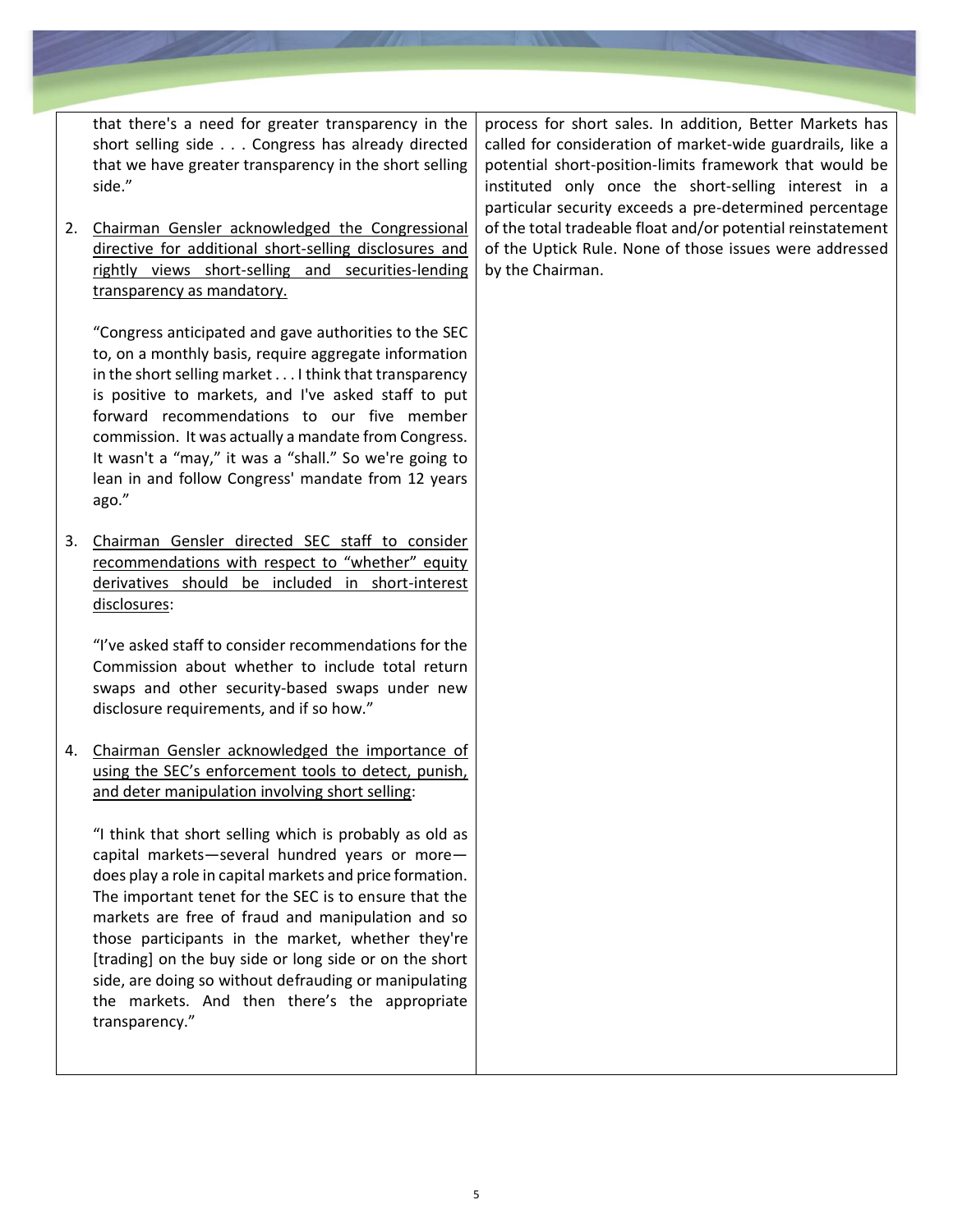| | |
|---|---|
| that there's a need for greater transparency in the short selling side . . . Congress has already directed that we have greater transparency in the short selling side."<br><br>2. <u>Chairman Gensler acknowledged the Congressional directive for additional short-selling disclosures and rightly views short-selling and securities-lending transparency as mandatory.</u><br><br>"Congress anticipated and gave authorities to the SEC to, on a monthly basis, require aggregate information in the short selling market . . . I think that transparency is positive to markets, and I've asked staff to put forward recommendations to our five member commission. It was actually a mandate from Congress. It wasn't a "may," it was a "shall." So we're going to lean in and follow Congress' mandate from 12 years ago."<br><br>3. <u>Chairman Gensler directed SEC staff to consider recommendations with respect to "whether" equity derivatives should be included in short-interest disclosures</u>:<br><br>"I've asked staff to consider recommendations for the Commission about whether to include total return swaps and other security-based swaps under new disclosure requirements, and if so how."<br><br>4. <u>Chairman Gensler acknowledged the importance of using the SEC's enforcement tools to detect, punish, and deter manipulation involving short selling</u>:<br><br>"I think that short selling which is probably as old as capital markets—several hundred years or more—does play a role in capital markets and price formation. The important tenet for the SEC is to ensure that the markets are free of fraud and manipulation and so those participants in the market, whether they're [trading] on the buy side or long side or on the short side, are doing so without defrauding or manipulating the markets. And then there's the appropriate transparency." | process for short sales. In addition, Better Markets has called for consideration of market-wide guardrails, like a potential short-position-limits framework that would be instituted only once the short-selling interest in a particular security exceeds a pre-determined percentage of the total tradeable float and/or potential reinstatement of the Uptick Rule. None of those issues were addressed by the Chairman. |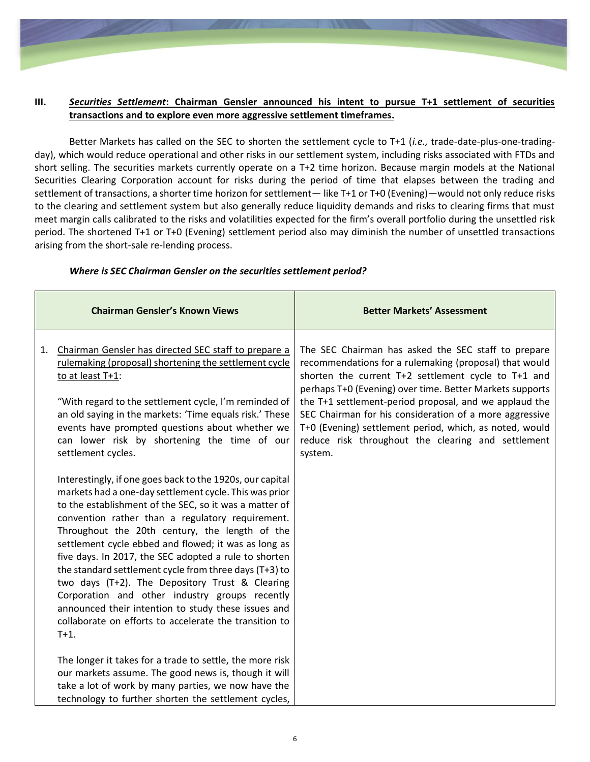## III. ***Securities Settlement*: Chairman Gensler announced his intent to pursue T+1 settlement of securities transactions and to explore even more aggressive settlement timeframes.**

Better Markets has called on the SEC to shorten the settlement cycle to T+1 (*i.e.,* trade-date-plus-one-trading-day), which would reduce operational and other risks in our settlement system, including risks associated with FTDs and short selling. The securities markets currently operate on a T+2 time horizon. Because margin models at the National Securities Clearing Corporation account for risks during the period of time that elapses between the trading and settlement of transactions, a shorter time horizon for settlement— like T+1 or T+0 (Evening)—would not only reduce risks to the clearing and settlement system but also generally reduce liquidity demands and risks to clearing firms that must meet margin calls calibrated to the risks and volatilities expected for the firm's overall portfolio during the unsettled risk period. The shortened T+1 or T+0 (Evening) settlement period also may diminish the number of unsettled transactions arising from the short-sale re-lending process.

***Where is SEC Chairman Gensler on the securities settlement period?***

| Chairman Gensler's Known Views | Better Markets' Assessment |
|---|---|
| 1. Chairman Gensler has directed SEC staff to prepare a rulemaking (proposal) shortening the settlement cycle to at least T+1:<br><br>"With regard to the settlement cycle, I'm reminded of an old saying in the markets: 'Time equals risk.' These events have prompted questions about whether we can lower risk by shortening the time of our settlement cycles.<br><br>Interestingly, if one goes back to the 1920s, our capital markets had a one-day settlement cycle. This was prior to the establishment of the SEC, so it was a matter of convention rather than a regulatory requirement. Throughout the 20th century, the length of the settlement cycle ebbed and flowed; it was as long as five days. In 2017, the SEC adopted a rule to shorten the standard settlement cycle from three days (T+3) to two days (T+2). The Depository Trust & Clearing Corporation and other industry groups recently announced their intention to study these issues and collaborate on efforts to accelerate the transition to T+1.<br><br>The longer it takes for a trade to settle, the more risk our markets assume. The good news is, though it will take a lot of work by many parties, we now have the technology to further shorten the settlement cycles, | The SEC Chairman has asked the SEC staff to prepare recommendations for a rulemaking (proposal) that would shorten the current T+2 settlement cycle to T+1 and perhaps T+0 (Evening) over time. Better Markets supports the T+1 settlement-period proposal, and we applaud the SEC Chairman for his consideration of a more aggressive T+0 (Evening) settlement period, which, as noted, would reduce risk throughout the clearing and settlement system. |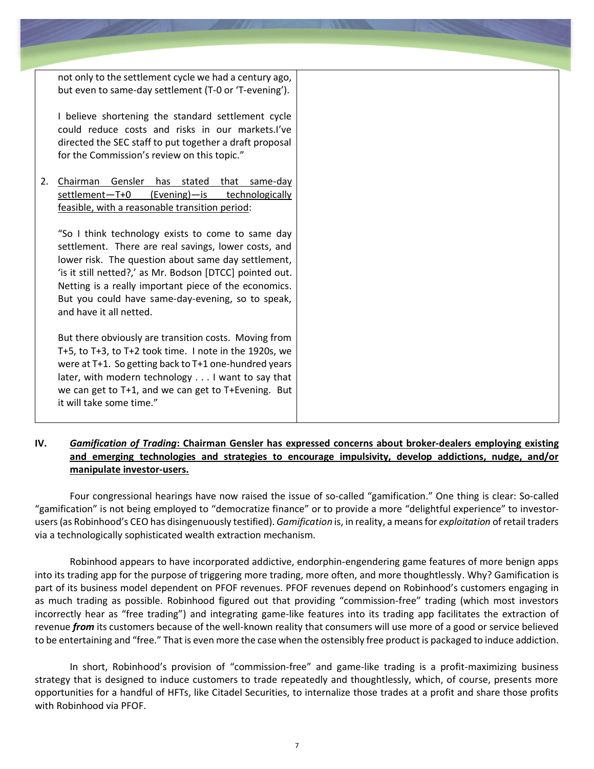| | |
|---|---|
| not only to the settlement cycle we had a century ago, but even to same-day settlement (T-0 or 'T-evening').<br><br>I believe shortening the standard settlement cycle could reduce costs and risks in our markets.I've directed the SEC staff to put together a draft proposal for the Commission's review on this topic."<br><br>2. <u>Chairman Gensler has stated that same-day settlement—T+0 (Evening)—is technologically feasible, with a reasonable transition period</u>:<br><br>"So I think technology exists to come to same day settlement. There are real savings, lower costs, and lower risk. The question about same day settlement, 'is it still netted?,' as Mr. Bodson [DTCC] pointed out. Netting is a really important piece of the economics. But you could have same-day-evening, so to speak, and have it all netted.<br><br>But there obviously are transition costs. Moving from T+5, to T+3, to T+2 took time. I note in the 1920s, we were at T+1. So getting back to T+1 one-hundred years later, with modern technology . . . I want to say that we can get to T+1, and we can get to T+Evening. But it will take some time." | |

## IV. <u>*Gamification of Trading*: Chairman Gensler has expressed concerns about broker-dealers employing existing and emerging technologies and strategies to encourage impulsivity, develop addictions, nudge, and/or manipulate investor-users.</u>

Four congressional hearings have now raised the issue of so-called "gamification." One thing is clear: So-called "gamification" is not being employed to "democratize finance" or to provide a more "delightful experience" to investor-users (as Robinhood's CEO has disingenuously testified). *Gamification* is, in reality, a means for *exploitation* of retail traders via a technologically sophisticated wealth extraction mechanism.

Robinhood appears to have incorporated addictive, endorphin-engendering game features of more benign apps into its trading app for the purpose of triggering more trading, more often, and more thoughtlessly. Why? Gamification is part of its business model dependent on PFOF revenues. PFOF revenues depend on Robinhood's customers engaging in as much trading as possible. Robinhood figured out that providing "commission-free" trading (which most investors incorrectly hear as "free trading") and integrating game-like features into its trading app facilitates the extraction of revenue ***from*** its customers because of the well-known reality that consumers will use more of a good or service believed to be entertaining and "free." That is even more the case when the ostensibly free product is packaged to induce addiction.

In short, Robinhood's provision of "commission-free" and game-like trading is a profit-maximizing business strategy that is designed to induce customers to trade repeatedly and thoughtlessly, which, of course, presents more opportunities for a handful of HFTs, like Citadel Securities, to internalize those trades at a profit and share those profits with Robinhood via PFOF.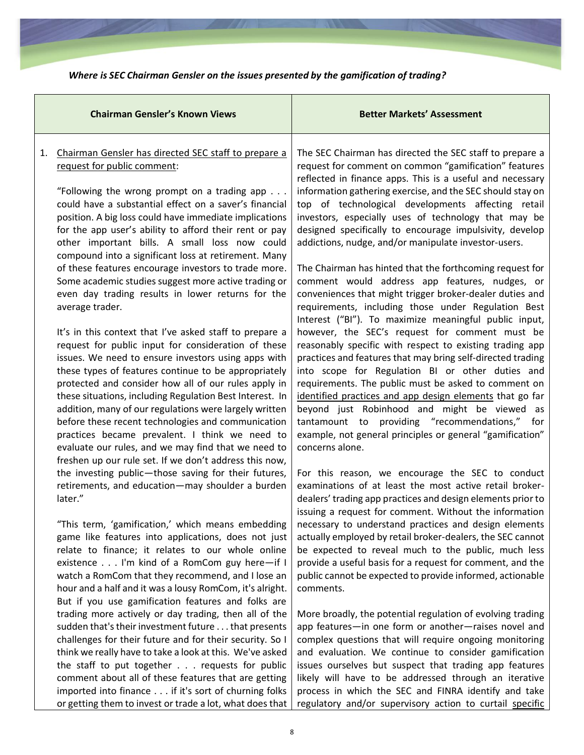***Where is SEC Chairman Gensler on the issues presented by the gamification of trading?***

| Chairman Gensler's Known Views | Better Markets' Assessment |
| --- | --- |
| 1. Chairman Gensler has directed SEC staff to prepare a request for public comment:<br><br>"Following the wrong prompt on a trading app . . . could have a substantial effect on a saver's financial position. A big loss could have immediate implications for the app user's ability to afford their rent or pay other important bills. A small loss now could compound into a significant loss at retirement. Many of these features encourage investors to trade more. Some academic studies suggest more active trading or even day trading results in lower returns for the average trader.<br><br>It's in this context that I've asked staff to prepare a request for public input for consideration of these issues. We need to ensure investors using apps with these types of features continue to be appropriately protected and consider how all of our rules apply in these situations, including Regulation Best Interest. In addition, many of our regulations were largely written before these recent technologies and communication practices became prevalent. I think we need to evaluate our rules, and we may find that we need to freshen up our rule set. If we don't address this now, the investing public—those saving for their futures, retirements, and education—may shoulder a burden later."<br><br>"This term, 'gamification,' which means embedding game like features into applications, does not just relate to finance; it relates to our whole online existence . . . I'm kind of a RomCom guy here—if I watch a RomCom that they recommend, and I lose an hour and a half and it was a lousy RomCom, it's alright. But if you use gamification features and folks are trading more actively or day trading, then all of the sudden that's their investment future . . . that presents challenges for their future and for their security. So I think we really have to take a look at this. We've asked the staff to put together . . . requests for public comment about all of these features that are getting imported into finance . . . if it's sort of churning folks or getting them to invest or trade a lot, what does that | The SEC Chairman has directed the SEC staff to prepare a request for comment on common "gamification" features reflected in finance apps. This is a useful and necessary information gathering exercise, and the SEC should stay on top of technological developments affecting retail investors, especially uses of technology that may be designed specifically to encourage impulsivity, develop addictions, nudge, and/or manipulate investor-users.<br><br>The Chairman has hinted that the forthcoming request for comment would address app features, nudges, or conveniences that might trigger broker-dealer duties and requirements, including those under Regulation Best Interest ("BI"). To maximize meaningful public input, however, the SEC's request for comment must be reasonably specific with respect to existing trading app practices and features that may bring self-directed trading into scope for Regulation BI or other duties and requirements. The public must be asked to comment on identified practices and app design elements that go far beyond just Robinhood and might be viewed as tantamount to providing "recommendations," for example, not general principles or general "gamification" concerns alone.<br><br>For this reason, we encourage the SEC to conduct examinations of at least the most active retail broker-dealers' trading app practices and design elements prior to issuing a request for comment. Without the information necessary to understand practices and design elements actually employed by retail broker-dealers, the SEC cannot be expected to reveal much to the public, much less provide a useful basis for a request for comment, and the public cannot be expected to provide informed, actionable comments.<br><br>More broadly, the potential regulation of evolving trading app features—in one form or another—raises novel and complex questions that will require ongoing monitoring and evaluation. We continue to consider gamification issues ourselves but suspect that trading app features likely will have to be addressed through an iterative process in which the SEC and FINRA identify and take regulatory and/or supervisory action to curtail specific |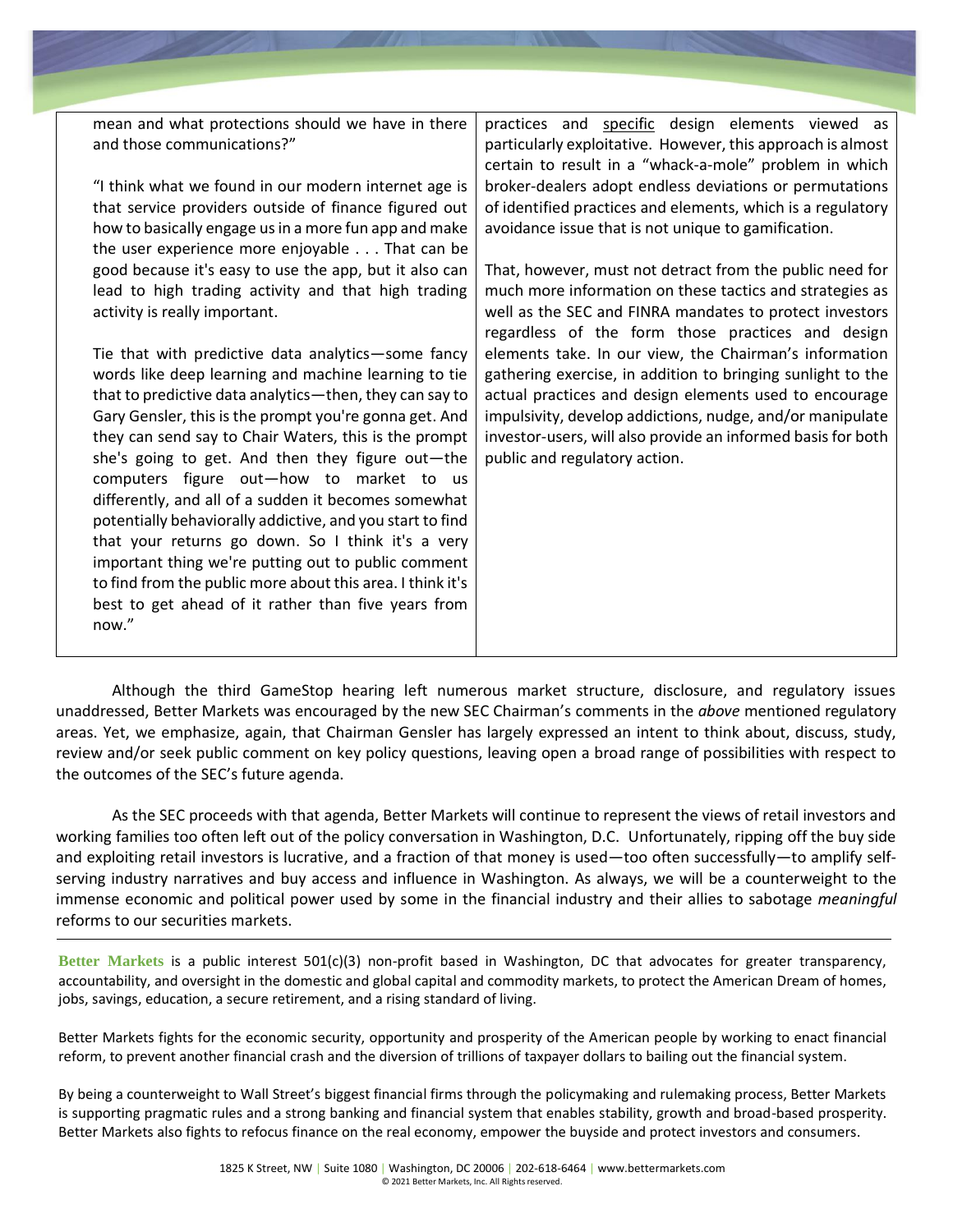mean and what protections should we have in there and those communications?"

"I think what we found in our modern internet age is that service providers outside of finance figured out how to basically engage us in a more fun app and make the user experience more enjoyable . . . That can be good because it's easy to use the app, but it also can lead to high trading activity and that high trading activity is really important.

Tie that with predictive data analytics—some fancy words like deep learning and machine learning to tie that to predictive data analytics—then, they can say to Gary Gensler, this is the prompt you're gonna get. And they can send say to Chair Waters, this is the prompt she's going to get. And then they figure out—the computers figure out—how to market to us differently, and all of a sudden it becomes somewhat potentially behaviorally addictive, and you start to find that your returns go down. So I think it's a very important thing we're putting out to public comment to find from the public more about this area. I think it's best to get ahead of it rather than five years from now."

practices and specific design elements viewed as particularly exploitative. However, this approach is almost certain to result in a "whack-a-mole" problem in which broker-dealers adopt endless deviations or permutations of identified practices and elements, which is a regulatory avoidance issue that is not unique to gamification.

That, however, must not detract from the public need for much more information on these tactics and strategies as well as the SEC and FINRA mandates to protect investors regardless of the form those practices and design elements take. In our view, the Chairman's information gathering exercise, in addition to bringing sunlight to the actual practices and design elements used to encourage impulsivity, develop addictions, nudge, and/or manipulate investor-users, will also provide an informed basis for both public and regulatory action.

Although the third GameStop hearing left numerous market structure, disclosure, and regulatory issues unaddressed, Better Markets was encouraged by the new SEC Chairman's comments in the *above* mentioned regulatory areas. Yet, we emphasize, again, that Chairman Gensler has largely expressed an intent to think about, discuss, study, review and/or seek public comment on key policy questions, leaving open a broad range of possibilities with respect to the outcomes of the SEC's future agenda.

As the SEC proceeds with that agenda, Better Markets will continue to represent the views of retail investors and working families too often left out of the policy conversation in Washington, D.C. Unfortunately, ripping off the buy side and exploiting retail investors is lucrative, and a fraction of that money is used—too often successfully—to amplify self-serving industry narratives and buy access and influence in Washington. As always, we will be a counterweight to the immense economic and political power used by some in the financial industry and their allies to sabotage *meaningful* reforms to our securities markets.

---

**Better Markets** is a public interest 501(c)(3) non-profit based in Washington, DC that advocates for greater transparency, accountability, and oversight in the domestic and global capital and commodity markets, to protect the American Dream of homes, jobs, savings, education, a secure retirement, and a rising standard of living.

Better Markets fights for the economic security, opportunity and prosperity of the American people by working to enact financial reform, to prevent another financial crash and the diversion of trillions of taxpayer dollars to bailing out the financial system.

By being a counterweight to Wall Street's biggest financial firms through the policymaking and rulemaking process, Better Markets is supporting pragmatic rules and a strong banking and financial system that enables stability, growth and broad-based prosperity. Better Markets also fights to refocus finance on the real economy, empower the buyside and protect investors and consumers.

1825 K Street, NW | Suite 1080 | Washington, DC 20006 | 202-618-6464 | www.bettermarkets.com
© 2021 Better Markets, Inc. All Rights reserved.